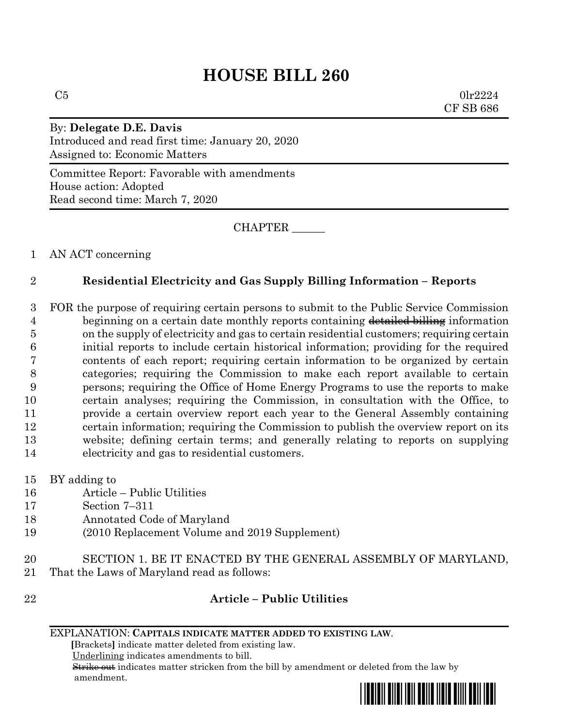# HOUSE BILL 260

C5 0lr2224
CF SB 686

By: **Delegate D.E. Davis**
Introduced and read first time: January 20, 2020
Assigned to: Economic Matters

Committee Report: Favorable with amendments
House action: Adopted
Read second time: March 7, 2020

CHAPTER ______

AN ACT concerning

**Residential Electricity and Gas Supply Billing Information – Reports**

FOR the purpose of requiring certain persons to submit to the Public Service Commission beginning on a certain date monthly reports containing ~~detailed billing~~ information on the supply of electricity and gas to certain residential customers; requiring certain initial reports to include certain historical information; providing for the required contents of each report; requiring certain information to be organized by certain categories; requiring the Commission to make each report available to certain persons; requiring the Office of Home Energy Programs to use the reports to make certain analyses; requiring the Commission, in consultation with the Office, to provide a certain overview report each year to the General Assembly containing certain information; requiring the Commission to publish the overview report on its website; defining certain terms; and generally relating to reports on supplying electricity and gas to residential customers.

BY adding to
Article – Public Utilities
Section 7–311
Annotated Code of Maryland
(2010 Replacement Volume and 2019 Supplement)

SECTION 1. BE IT ENACTED BY THE GENERAL ASSEMBLY OF MARYLAND, That the Laws of Maryland read as follows:

**Article – Public Utilities**

EXPLANATION: **CAPITALS INDICATE MATTER ADDED TO EXISTING LAW.**
**[**Brackets**]** indicate matter deleted from existing law.
Underlining indicates amendments to bill.
~~Strike out~~ indicates matter stricken from the bill by amendment or deleted from the law by amendment.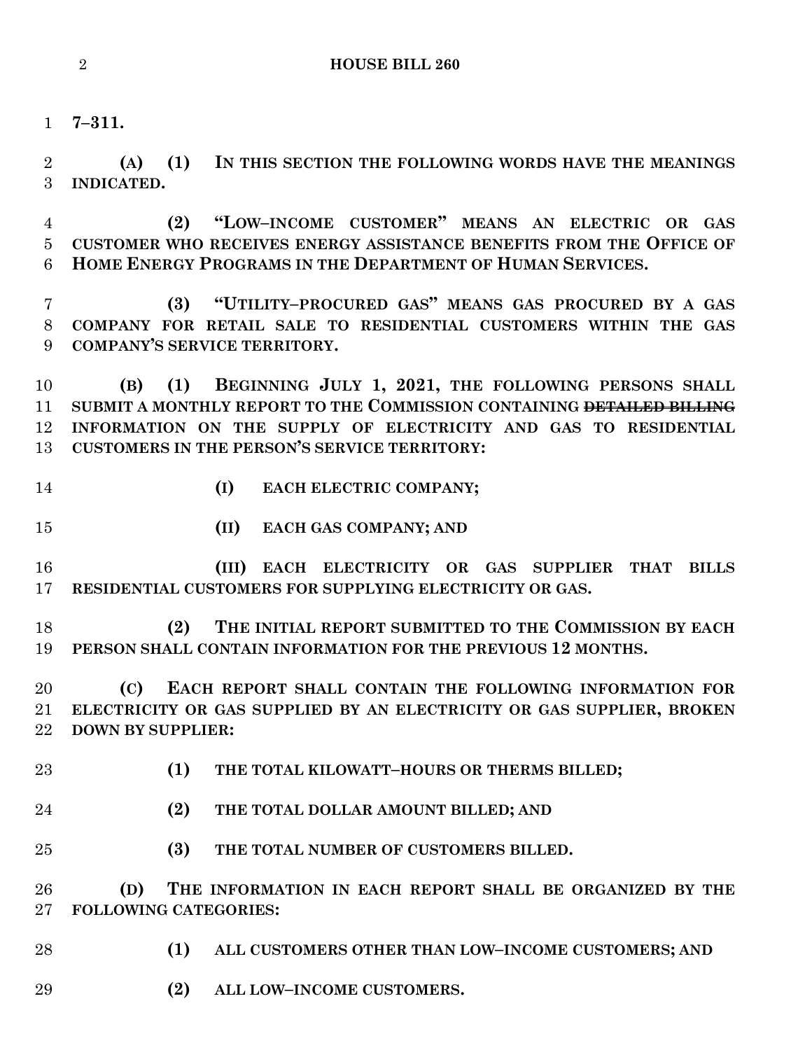**7–311.**

**(A) (1) IN THIS SECTION THE FOLLOWING WORDS HAVE THE MEANINGS INDICATED.**

**(2) "LOW–INCOME CUSTOMER" MEANS AN ELECTRIC OR GAS CUSTOMER WHO RECEIVES ENERGY ASSISTANCE BENEFITS FROM THE OFFICE OF HOME ENERGY PROGRAMS IN THE DEPARTMENT OF HUMAN SERVICES.**

**(3) "UTILITY–PROCURED GAS" MEANS GAS PROCURED BY A GAS COMPANY FOR RETAIL SALE TO RESIDENTIAL CUSTOMERS WITHIN THE GAS COMPANY'S SERVICE TERRITORY.**

**(B) (1) BEGINNING JULY 1, 2021, THE FOLLOWING PERSONS SHALL SUBMIT A MONTHLY REPORT TO THE COMMISSION CONTAINING ~~DETAILED BILLING~~ INFORMATION ON THE SUPPLY OF ELECTRICITY AND GAS TO RESIDENTIAL CUSTOMERS IN THE PERSON'S SERVICE TERRITORY:**

**(I) EACH ELECTRIC COMPANY;**

**(II) EACH GAS COMPANY; AND**

**(III) EACH ELECTRICITY OR GAS SUPPLIER THAT BILLS RESIDENTIAL CUSTOMERS FOR SUPPLYING ELECTRICITY OR GAS.**

**(2) THE INITIAL REPORT SUBMITTED TO THE COMMISSION BY EACH PERSON SHALL CONTAIN INFORMATION FOR THE PREVIOUS 12 MONTHS.**

**(C) EACH REPORT SHALL CONTAIN THE FOLLOWING INFORMATION FOR ELECTRICITY OR GAS SUPPLIED BY AN ELECTRICITY OR GAS SUPPLIER, BROKEN DOWN BY SUPPLIER:**

**(1) THE TOTAL KILOWATT–HOURS OR THERMS BILLED;**

**(2) THE TOTAL DOLLAR AMOUNT BILLED; AND**

**(3) THE TOTAL NUMBER OF CUSTOMERS BILLED.**

**(D) THE INFORMATION IN EACH REPORT SHALL BE ORGANIZED BY THE FOLLOWING CATEGORIES:**

**(1) ALL CUSTOMERS OTHER THAN LOW–INCOME CUSTOMERS; AND**

**(2) ALL LOW–INCOME CUSTOMERS.**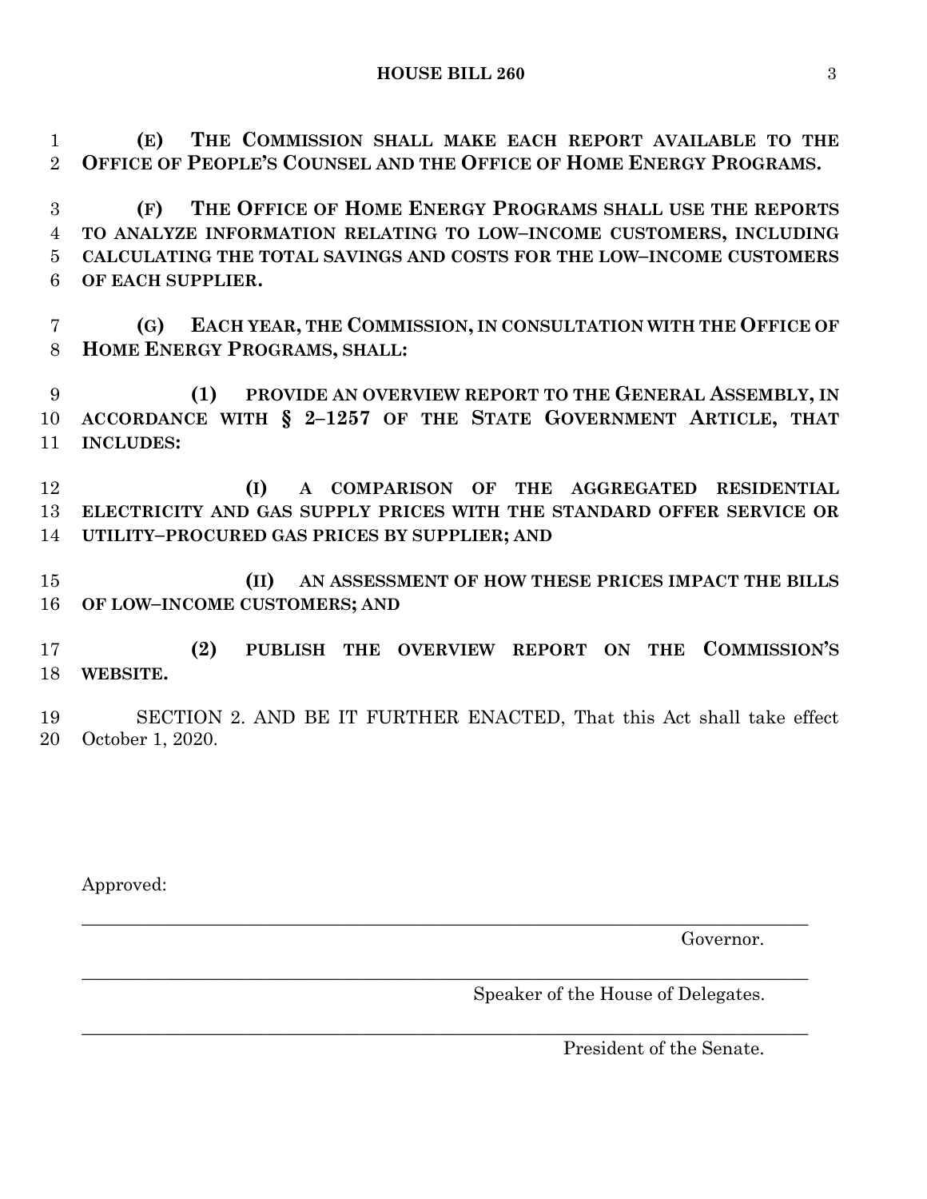**(E) THE COMMISSION SHALL MAKE EACH REPORT AVAILABLE TO THE OFFICE OF PEOPLE'S COUNSEL AND THE OFFICE OF HOME ENERGY PROGRAMS.**

**(F) THE OFFICE OF HOME ENERGY PROGRAMS SHALL USE THE REPORTS TO ANALYZE INFORMATION RELATING TO LOW–INCOME CUSTOMERS, INCLUDING CALCULATING THE TOTAL SAVINGS AND COSTS FOR THE LOW–INCOME CUSTOMERS OF EACH SUPPLIER.**

**(G) EACH YEAR, THE COMMISSION, IN CONSULTATION WITH THE OFFICE OF HOME ENERGY PROGRAMS, SHALL:**

**(1) PROVIDE AN OVERVIEW REPORT TO THE GENERAL ASSEMBLY, IN ACCORDANCE WITH § 2–1257 OF THE STATE GOVERNMENT ARTICLE, THAT INCLUDES:**

**(I) A COMPARISON OF THE AGGREGATED RESIDENTIAL ELECTRICITY AND GAS SUPPLY PRICES WITH THE STANDARD OFFER SERVICE OR UTILITY–PROCURED GAS PRICES BY SUPPLIER; AND**

**(II) AN ASSESSMENT OF HOW THESE PRICES IMPACT THE BILLS OF LOW–INCOME CUSTOMERS; AND**

**(2) PUBLISH THE OVERVIEW REPORT ON THE COMMISSION'S WEBSITE.**

SECTION 2. AND BE IT FURTHER ENACTED, That this Act shall take effect October 1, 2020.

Approved:

\_\_\_\_\_\_\_\_\_\_\_\_\_\_\_\_\_\_\_\_\_\_\_\_\_\_\_\_\_\_\_\_\_\_\_\_\_\_\_\_\_\_\_\_

Governor.

\_\_\_\_\_\_\_\_\_\_\_\_\_\_\_\_\_\_\_\_\_\_\_\_\_\_\_\_\_\_\_\_\_\_\_\_\_\_\_\_\_\_\_\_

Speaker of the House of Delegates.

\_\_\_\_\_\_\_\_\_\_\_\_\_\_\_\_\_\_\_\_\_\_\_\_\_\_\_\_\_\_\_\_\_\_\_\_\_\_\_\_\_\_\_\_

President of the Senate.